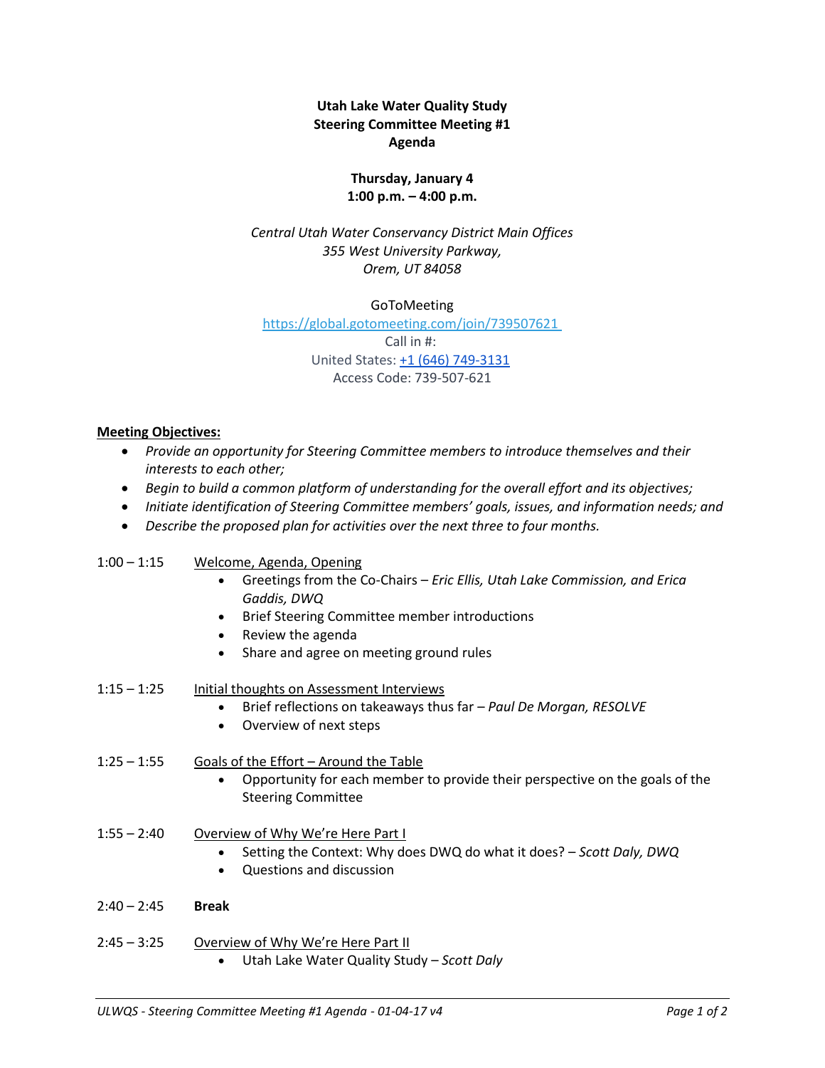**Utah Lake Water Quality Study**
**Steering Committee Meeting #1**
**Agenda**

**Thursday, January 4**
**1:00 p.m. – 4:00 p.m.**

*Central Utah Water Conservancy District Main Offices*
*355 West University Parkway,*
*Orem, UT 84058*

GoToMeeting
https://global.gotomeeting.com/join/739507621
Call in #:
United States: +1 (646) 749-3131
Access Code: 739-507-621

**Meeting Objectives:**

- *Provide an opportunity for Steering Committee members to introduce themselves and their interests to each other;*
- *Begin to build a common platform of understanding for the overall effort and its objectives;*
- *Initiate identification of Steering Committee members' goals, issues, and information needs; and*
- *Describe the proposed plan for activities over the next three to four months.*

1:00 – 1:15 Welcome, Agenda, Opening

- Greetings from the Co-Chairs – *Eric Ellis, Utah Lake Commission, and Erica Gaddis, DWQ*
- Brief Steering Committee member introductions
- Review the agenda
- Share and agree on meeting ground rules

1:15 – 1:25 Initial thoughts on Assessment Interviews

- Brief reflections on takeaways thus far – *Paul De Morgan, RESOLVE*
- Overview of next steps

1:25 – 1:55 Goals of the Effort – Around the Table

- Opportunity for each member to provide their perspective on the goals of the Steering Committee

1:55 – 2:40 Overview of Why We're Here Part I

- Setting the Context: Why does DWQ do what it does? – *Scott Daly, DWQ*
- Questions and discussion

2:40 – 2:45 **Break**

2:45 – 3:25 Overview of Why We're Here Part II

- Utah Lake Water Quality Study – *Scott Daly*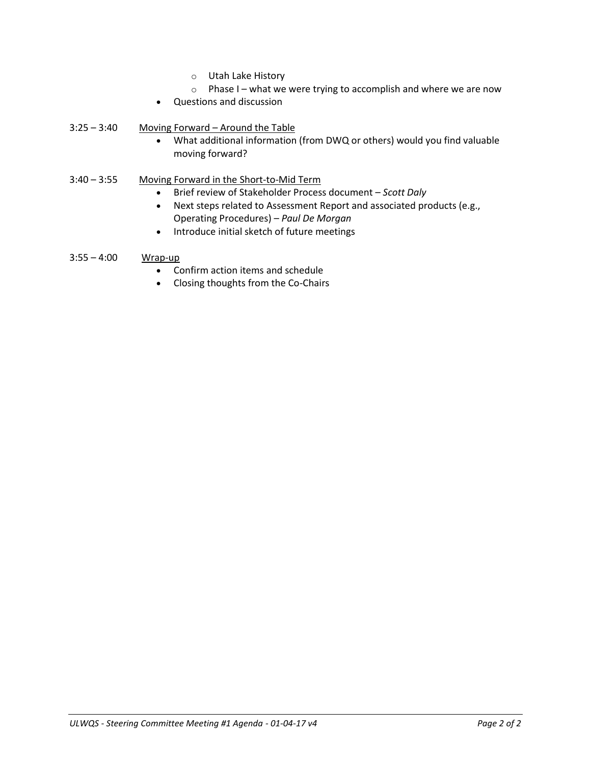- Utah Lake History
    - Phase I – what we were trying to accomplish and where we are now
  - Questions and discussion

3:25 – 3:40 Moving Forward – Around the Table

- What additional information (from DWQ or others) would you find valuable moving forward?

3:40 – 3:55 Moving Forward in the Short-to-Mid Term

- Brief review of Stakeholder Process document – *Scott Daly*
- Next steps related to Assessment Report and associated products (e.g., Operating Procedures) – *Paul De Morgan*
- Introduce initial sketch of future meetings

3:55 – 4:00 Wrap-up

- Confirm action items and schedule
- Closing thoughts from the Co-Chairs